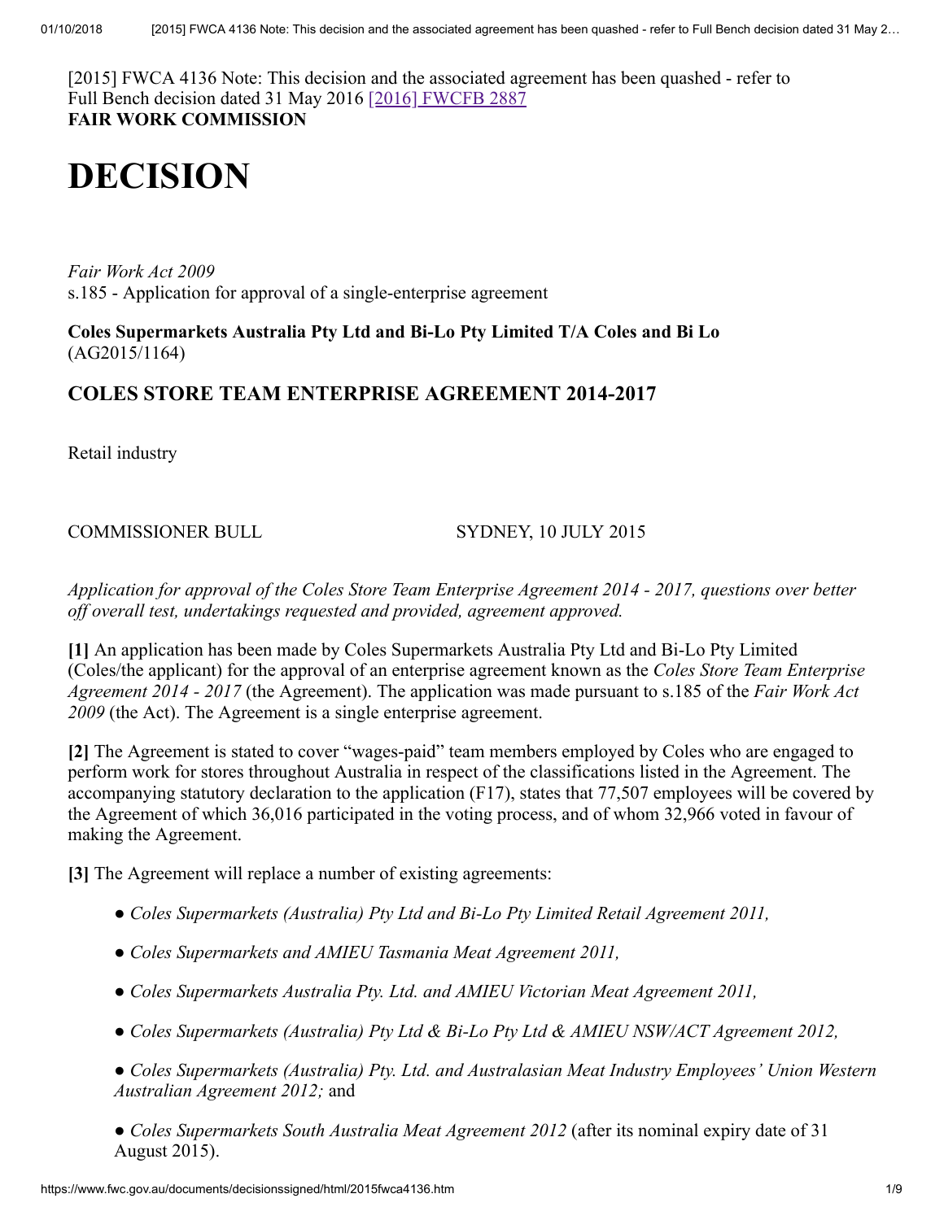[2015] FWCA 4136 Note: This decision and the associated agreement has been quashed - refer to Full Bench decision dated 31 May 2016 [2016] FWCFB 2887
**FAIR WORK COMMISSION**

# DECISION

*Fair Work Act 2009*
s.185 - Application for approval of a single-enterprise agreement

**Coles Supermarkets Australia Pty Ltd and Bi-Lo Pty Limited T/A Coles and Bi Lo**
(AG2015/1164)

### COLES STORE TEAM ENTERPRISE AGREEMENT 2014-2017

Retail industry

COMMISSIONER BULL SYDNEY, 10 JULY 2015

*Application for approval of the Coles Store Team Enterprise Agreement 2014 - 2017, questions over better off overall test, undertakings requested and provided, agreement approved.*

**[1]** An application has been made by Coles Supermarkets Australia Pty Ltd and Bi-Lo Pty Limited (Coles/the applicant) for the approval of an enterprise agreement known as the *Coles Store Team Enterprise Agreement 2014 - 2017* (the Agreement). The application was made pursuant to s.185 of the *Fair Work Act 2009* (the Act). The Agreement is a single enterprise agreement.

**[2]** The Agreement is stated to cover "wages-paid" team members employed by Coles who are engaged to perform work for stores throughout Australia in respect of the classifications listed in the Agreement. The accompanying statutory declaration to the application (F17), states that 77,507 employees will be covered by the Agreement of which 36,016 participated in the voting process, and of whom 32,966 voted in favour of making the Agreement.

**[3]** The Agreement will replace a number of existing agreements:

- *Coles Supermarkets (Australia) Pty Ltd and Bi-Lo Pty Limited Retail Agreement 2011,*
- *Coles Supermarkets and AMIEU Tasmania Meat Agreement 2011,*
- *Coles Supermarkets Australia Pty. Ltd. and AMIEU Victorian Meat Agreement 2011,*
- *Coles Supermarkets (Australia) Pty Ltd & Bi-Lo Pty Ltd & AMIEU NSW/ACT Agreement 2012,*
- *Coles Supermarkets (Australia) Pty. Ltd. and Australasian Meat Industry Employees' Union Western Australian Agreement 2012;* and
- *Coles Supermarkets South Australia Meat Agreement 2012* (after its nominal expiry date of 31 August 2015).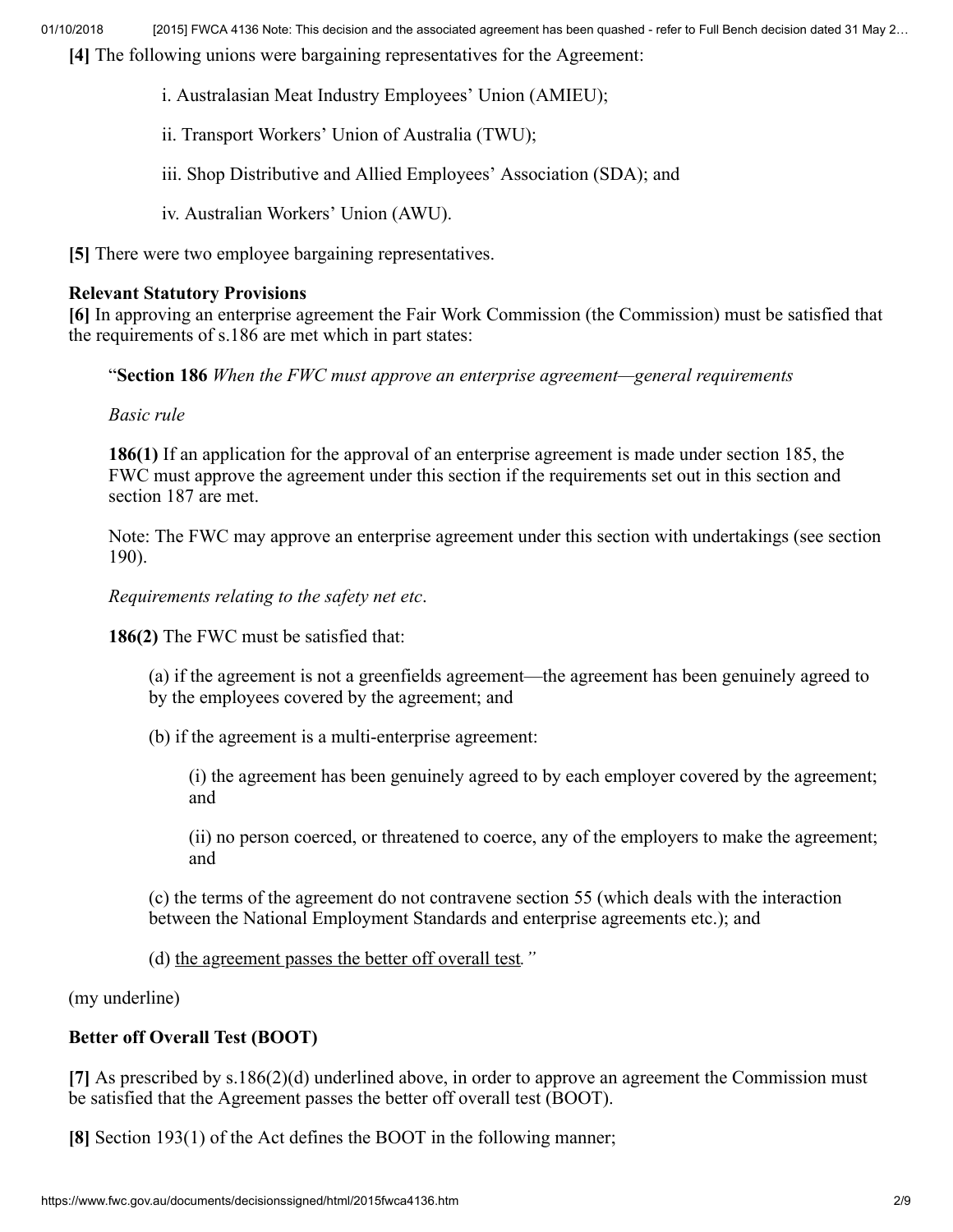**[4]** The following unions were bargaining representatives for the Agreement:

i. Australasian Meat Industry Employees' Union (AMIEU);

ii. Transport Workers' Union of Australia (TWU);

iii. Shop Distributive and Allied Employees' Association (SDA); and

iv. Australian Workers' Union (AWU).

**[5]** There were two employee bargaining representatives.

**Relevant Statutory Provisions**

**[6]** In approving an enterprise agreement the Fair Work Commission (the Commission) must be satisfied that the requirements of s.186 are met which in part states:

> "**Section 186** *When the FWC must approve an enterprise agreement—general requirements*
>
> *Basic rule*
>
> **186(1)** If an application for the approval of an enterprise agreement is made under section 185, the FWC must approve the agreement under this section if the requirements set out in this section and section 187 are met.
>
> Note: The FWC may approve an enterprise agreement under this section with undertakings (see section 190).
>
> *Requirements relating to the safety net etc*.
>
> **186(2)** The FWC must be satisfied that:
>
> (a) if the agreement is not a greenfields agreement—the agreement has been genuinely agreed to by the employees covered by the agreement; and
>
> (b) if the agreement is a multi-enterprise agreement:
>
> (i) the agreement has been genuinely agreed to by each employer covered by the agreement; and
>
> (ii) no person coerced, or threatened to coerce, any of the employers to make the agreement; and
>
> (c) the terms of the agreement do not contravene section 55 (which deals with the interaction between the National Employment Standards and enterprise agreements etc.); and
>
> (d) <u>the agreement passes the better off overall test</u>*."*

(my underline)

**Better off Overall Test (BOOT)**

**[7]** As prescribed by s.186(2)(d) underlined above, in order to approve an agreement the Commission must be satisfied that the Agreement passes the better off overall test (BOOT).

**[8]** Section 193(1) of the Act defines the BOOT in the following manner;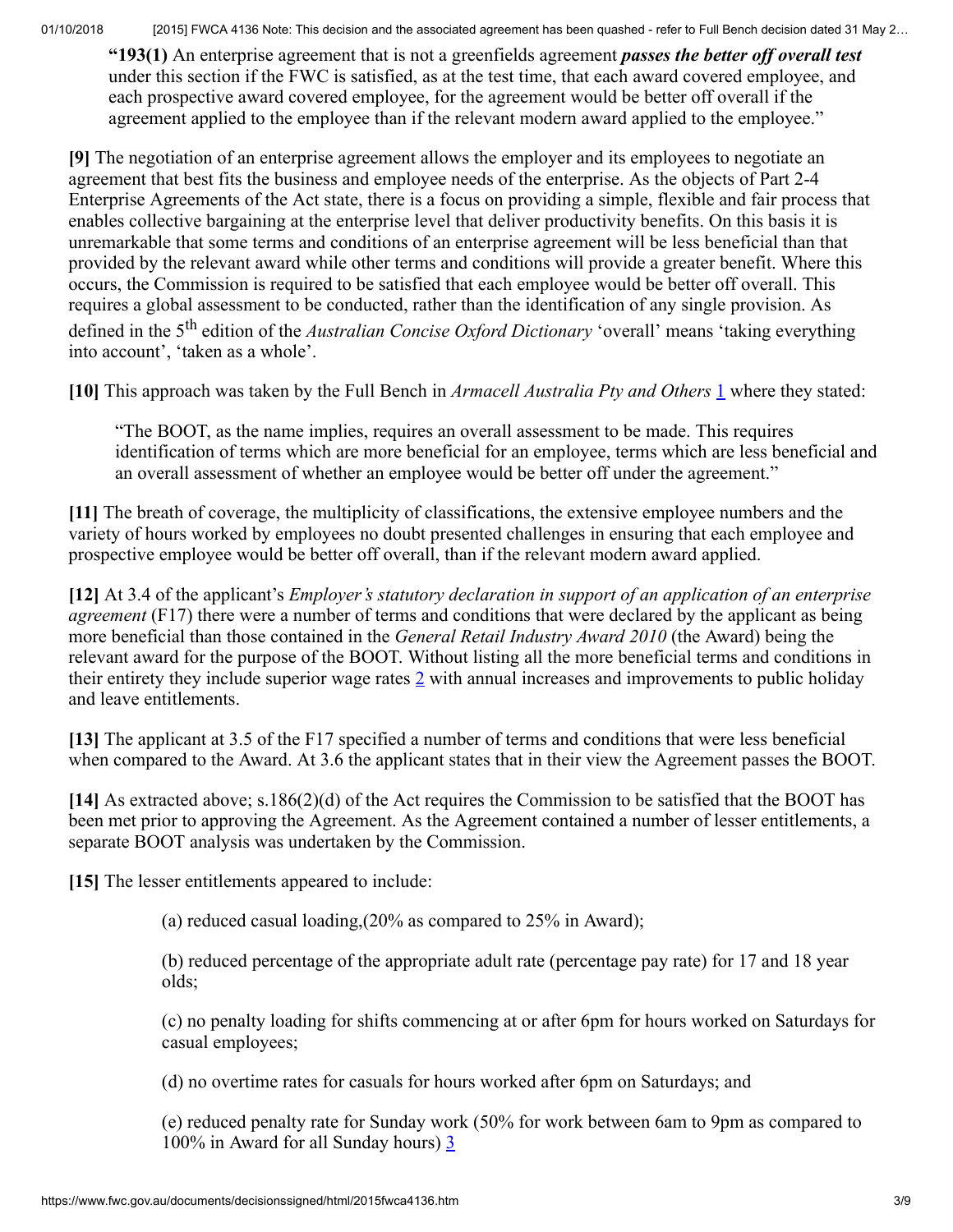**"193(1)** An enterprise agreement that is not a greenfields agreement ***passes the better off overall test*** under this section if the FWC is satisfied, as at the test time, that each award covered employee, and each prospective award covered employee, for the agreement would be better off overall if the agreement applied to the employee than if the relevant modern award applied to the employee."

**[9]** The negotiation of an enterprise agreement allows the employer and its employees to negotiate an agreement that best fits the business and employee needs of the enterprise. As the objects of Part 2-4 Enterprise Agreements of the Act state, there is a focus on providing a simple, flexible and fair process that enables collective bargaining at the enterprise level that deliver productivity benefits. On this basis it is unremarkable that some terms and conditions of an enterprise agreement will be less beneficial than that provided by the relevant award while other terms and conditions will provide a greater benefit. Where this occurs, the Commission is required to be satisfied that each employee would be better off overall. This requires a global assessment to be conducted, rather than the identification of any single provision. As defined in the 5th edition of the *Australian Concise Oxford Dictionary* 'overall' means 'taking everything into account', 'taken as a whole'.

**[10]** This approach was taken by the Full Bench in *Armacell Australia Pty and Others* [1] where they stated:

> "The BOOT, as the name implies, requires an overall assessment to be made. This requires identification of terms which are more beneficial for an employee, terms which are less beneficial and an overall assessment of whether an employee would be better off under the agreement."

**[11]** The breath of coverage, the multiplicity of classifications, the extensive employee numbers and the variety of hours worked by employees no doubt presented challenges in ensuring that each employee and prospective employee would be better off overall, than if the relevant modern award applied.

**[12]** At 3.4 of the applicant's *Employer's statutory declaration in support of an application of an enterprise agreement* (F17) there were a number of terms and conditions that were declared by the applicant as being more beneficial than those contained in the *General Retail Industry Award 2010* (the Award) being the relevant award for the purpose of the BOOT. Without listing all the more beneficial terms and conditions in their entirety they include superior wage rates [2] with annual increases and improvements to public holiday and leave entitlements.

**[13]** The applicant at 3.5 of the F17 specified a number of terms and conditions that were less beneficial when compared to the Award. At 3.6 the applicant states that in their view the Agreement passes the BOOT.

**[14]** As extracted above; s.186(2)(d) of the Act requires the Commission to be satisfied that the BOOT has been met prior to approving the Agreement. As the Agreement contained a number of lesser entitlements, a separate BOOT analysis was undertaken by the Commission.

**[15]** The lesser entitlements appeared to include:

(a) reduced casual loading,(20% as compared to 25% in Award);

(b) reduced percentage of the appropriate adult rate (percentage pay rate) for 17 and 18 year olds;

(c) no penalty loading for shifts commencing at or after 6pm for hours worked on Saturdays for casual employees;

(d) no overtime rates for casuals for hours worked after 6pm on Saturdays; and

(e) reduced penalty rate for Sunday work (50% for work between 6am to 9pm as compared to 100% in Award for all Sunday hours) [3]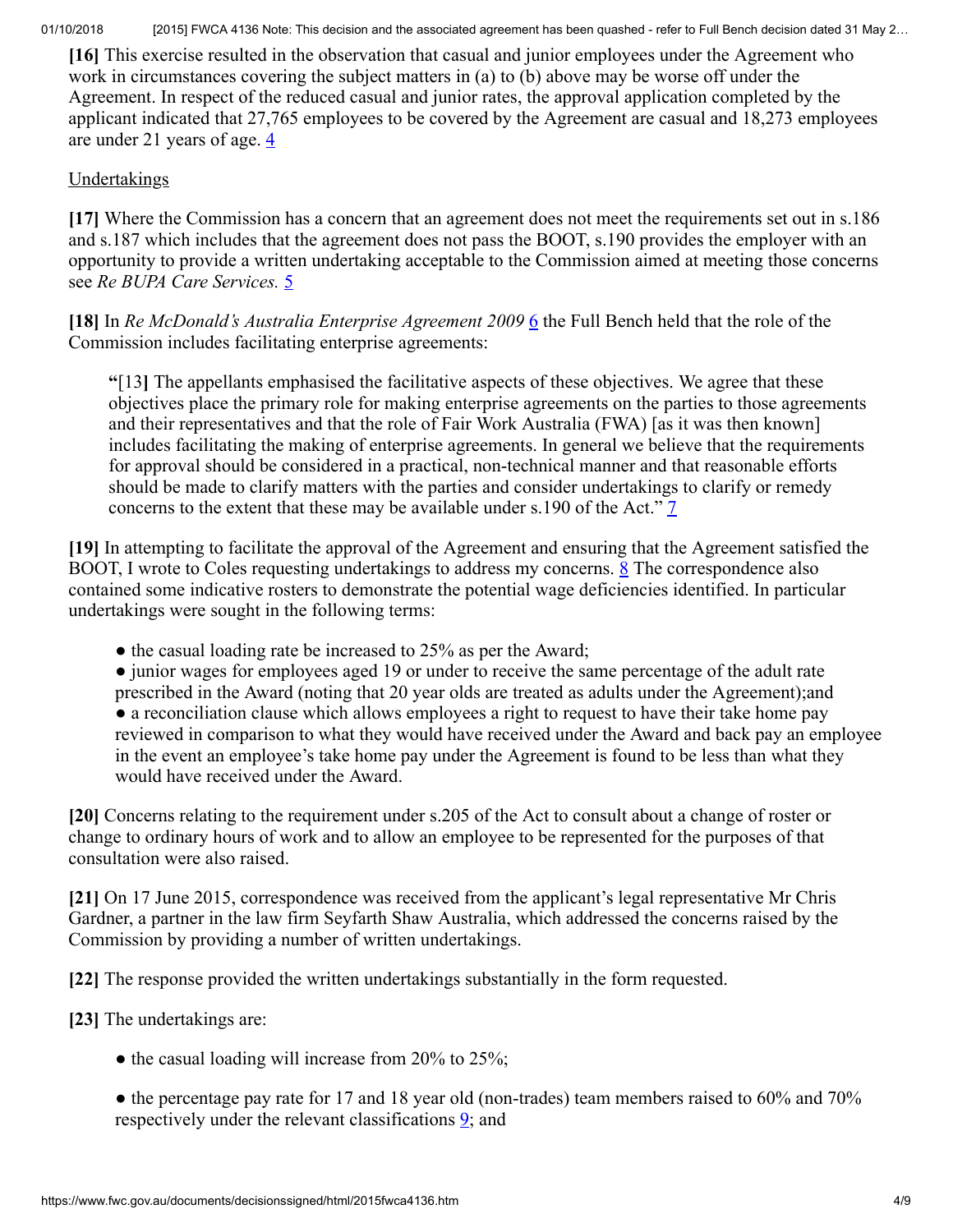**[16]** This exercise resulted in the observation that casual and junior employees under the Agreement who work in circumstances covering the subject matters in (a) to (b) above may be worse off under the Agreement. In respect of the reduced casual and junior rates, the approval application completed by the applicant indicated that 27,765 employees to be covered by the Agreement are casual and 18,273 employees are under 21 years of age. [4]

Undertakings

**[17]** Where the Commission has a concern that an agreement does not meet the requirements set out in s.186 and s.187 which includes that the agreement does not pass the BOOT, s.190 provides the employer with an opportunity to provide a written undertaking acceptable to the Commission aimed at meeting those concerns see *Re BUPA Care Services.* [5]

**[18]** In *Re McDonald's Australia Enterprise Agreement 2009* [6] the Full Bench held that the role of the Commission includes facilitating enterprise agreements:

> **"**[13**]** The appellants emphasised the facilitative aspects of these objectives. We agree that these objectives place the primary role for making enterprise agreements on the parties to those agreements and their representatives and that the role of Fair Work Australia (FWA) [as it was then known] includes facilitating the making of enterprise agreements. In general we believe that the requirements for approval should be considered in a practical, non-technical manner and that reasonable efforts should be made to clarify matters with the parties and consider undertakings to clarify or remedy concerns to the extent that these may be available under s.190 of the Act." [7]

**[19]** In attempting to facilitate the approval of the Agreement and ensuring that the Agreement satisfied the BOOT, I wrote to Coles requesting undertakings to address my concerns. [8] The correspondence also contained some indicative rosters to demonstrate the potential wage deficiencies identified. In particular undertakings were sought in the following terms:

- the casual loading rate be increased to 25% as per the Award;
- junior wages for employees aged 19 or under to receive the same percentage of the adult rate prescribed in the Award (noting that 20 year olds are treated as adults under the Agreement);and
- a reconciliation clause which allows employees a right to request to have their take home pay reviewed in comparison to what they would have received under the Award and back pay an employee in the event an employee's take home pay under the Agreement is found to be less than what they would have received under the Award.

**[20]** Concerns relating to the requirement under s.205 of the Act to consult about a change of roster or change to ordinary hours of work and to allow an employee to be represented for the purposes of that consultation were also raised.

**[21]** On 17 June 2015, correspondence was received from the applicant's legal representative Mr Chris Gardner, a partner in the law firm Seyfarth Shaw Australia, which addressed the concerns raised by the Commission by providing a number of written undertakings.

**[22]** The response provided the written undertakings substantially in the form requested.

**[23]** The undertakings are:

- the casual loading will increase from 20% to 25%;
- the percentage pay rate for 17 and 18 year old (non-trades) team members raised to 60% and 70% respectively under the relevant classifications [9]; and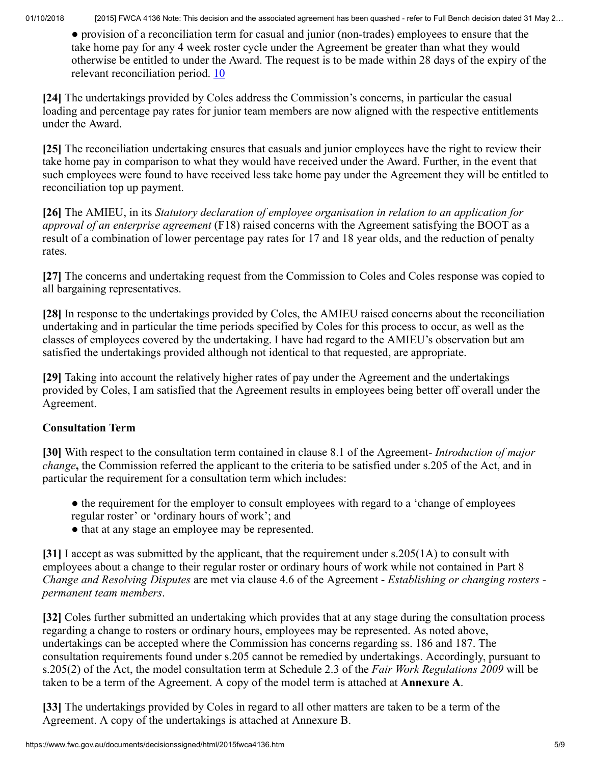- provision of a reconciliation term for casual and junior (non-trades) employees to ensure that the take home pay for any 4 week roster cycle under the Agreement be greater than what they would otherwise be entitled to under the Award. The request is to be made within 28 days of the expiry of the relevant reconciliation period. 10

**[24]** The undertakings provided by Coles address the Commission's concerns, in particular the casual loading and percentage pay rates for junior team members are now aligned with the respective entitlements under the Award.

**[25]** The reconciliation undertaking ensures that casuals and junior employees have the right to review their take home pay in comparison to what they would have received under the Award. Further, in the event that such employees were found to have received less take home pay under the Agreement they will be entitled to reconciliation top up payment.

**[26]** The AMIEU, in its *Statutory declaration of employee organisation in relation to an application for approval of an enterprise agreement* (F18) raised concerns with the Agreement satisfying the BOOT as a result of a combination of lower percentage pay rates for 17 and 18 year olds, and the reduction of penalty rates.

**[27]** The concerns and undertaking request from the Commission to Coles and Coles response was copied to all bargaining representatives.

**[28]** In response to the undertakings provided by Coles, the AMIEU raised concerns about the reconciliation undertaking and in particular the time periods specified by Coles for this process to occur, as well as the classes of employees covered by the undertaking. I have had regard to the AMIEU's observation but am satisfied the undertakings provided although not identical to that requested, are appropriate.

**[29]** Taking into account the relatively higher rates of pay under the Agreement and the undertakings provided by Coles, I am satisfied that the Agreement results in employees being better off overall under the Agreement.

### Consultation Term

**[30]** With respect to the consultation term contained in clause 8.1 of the Agreement- *Introduction of major change*, the Commission referred the applicant to the criteria to be satisfied under s.205 of the Act, and in particular the requirement for a consultation term which includes:

- the requirement for the employer to consult employees with regard to a 'change of employees regular roster' or 'ordinary hours of work'; and
- that at any stage an employee may be represented.

**[31]** I accept as was submitted by the applicant, that the requirement under s.205(1A) to consult with employees about a change to their regular roster or ordinary hours of work while not contained in Part 8 *Change and Resolving Disputes* are met via clause 4.6 of the Agreement - *Establishing or changing rosters - permanent team members*.

**[32]** Coles further submitted an undertaking which provides that at any stage during the consultation process regarding a change to rosters or ordinary hours, employees may be represented. As noted above, undertakings can be accepted where the Commission has concerns regarding ss. 186 and 187. The consultation requirements found under s.205 cannot be remedied by undertakings. Accordingly, pursuant to s.205(2) of the Act, the model consultation term at Schedule 2.3 of the *Fair Work Regulations 2009* will be taken to be a term of the Agreement. A copy of the model term is attached at **Annexure A**.

**[33]** The undertakings provided by Coles in regard to all other matters are taken to be a term of the Agreement. A copy of the undertakings is attached at Annexure B.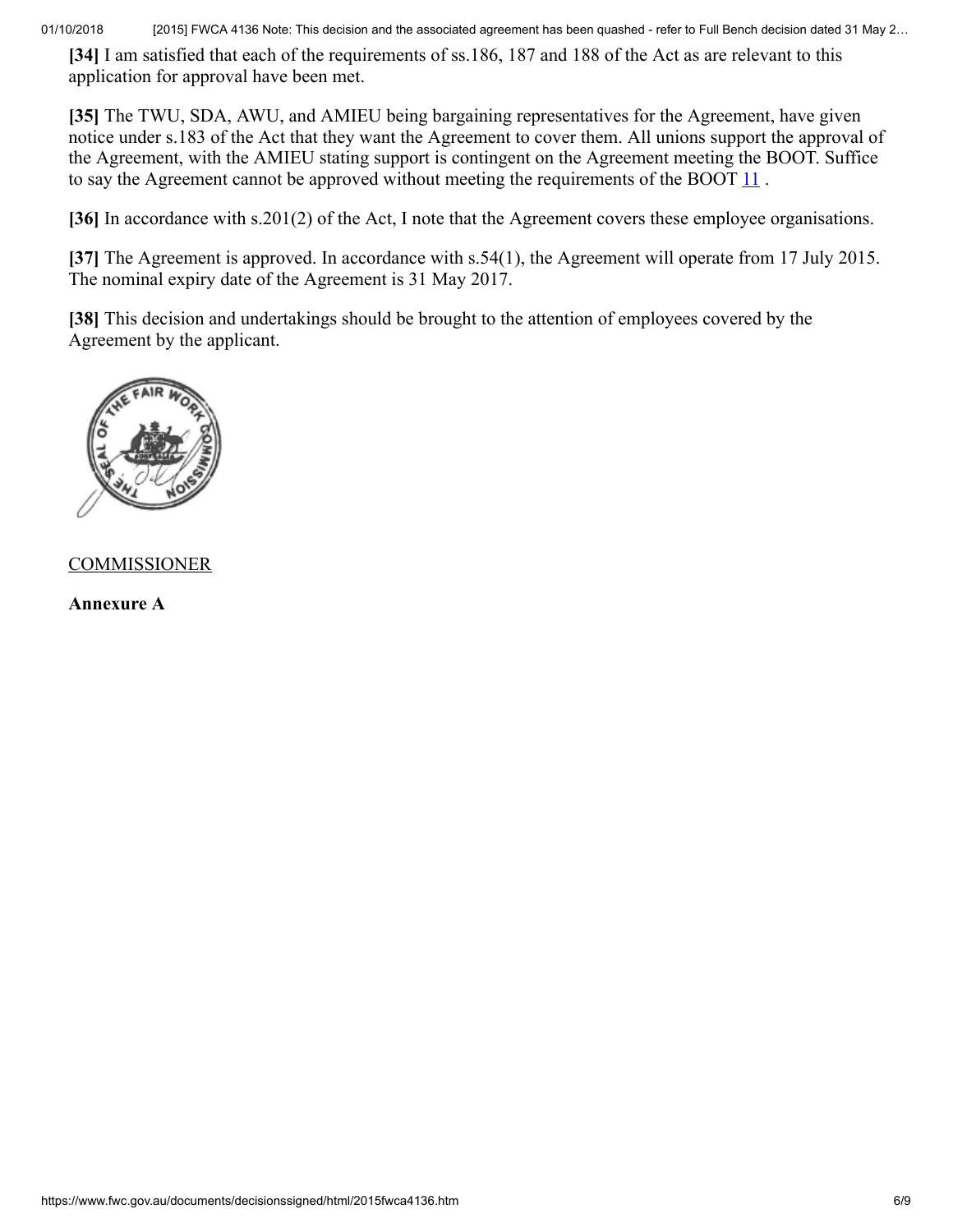**[34]** I am satisfied that each of the requirements of ss.186, 187 and 188 of the Act as are relevant to this application for approval have been met.

**[35]** The TWU, SDA, AWU, and AMIEU being bargaining representatives for the Agreement, have given notice under s.183 of the Act that they want the Agreement to cover them. All unions support the approval of the Agreement, with the AMIEU stating support is contingent on the Agreement meeting the BOOT. Suffice to say the Agreement cannot be approved without meeting the requirements of the BOOT [11] .

**[36]** In accordance with s.201(2) of the Act, I note that the Agreement covers these employee organisations.

**[37]** The Agreement is approved. In accordance with s.54(1), the Agreement will operate from 17 July 2015. The nominal expiry date of the Agreement is 31 May 2017.

**[38]** This decision and undertakings should be brought to the attention of employees covered by the Agreement by the applicant.

COMMISSIONER

**Annexure A**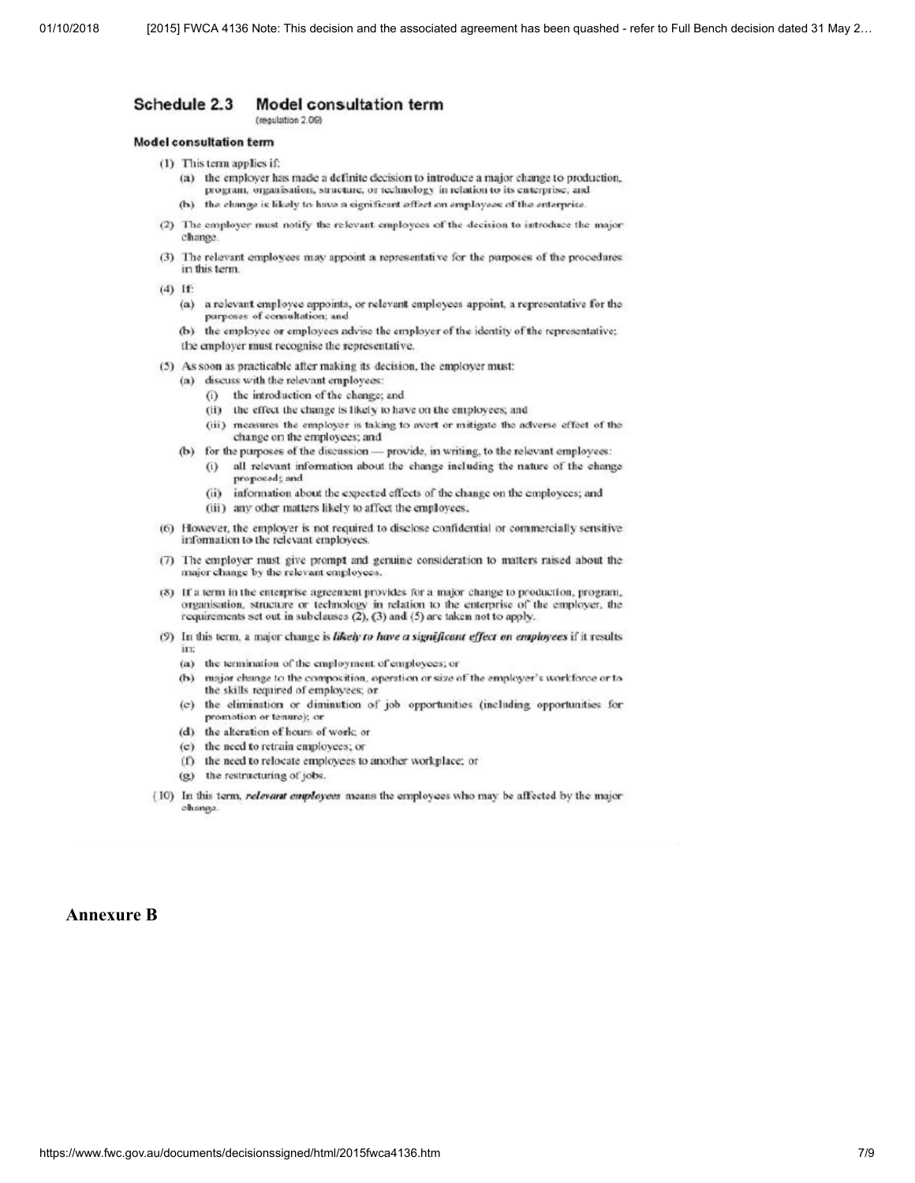## Schedule 2.3 Model consultation term

(regulation 2.09)

### Model consultation term

(1) This term applies if:

(a) the employer has made a definite decision to introduce a major change to production, program, organisation, structure, or technology in relation to its enterprise; and

(b) the change is likely to have a significant effect on employees of the enterprise.

(2) The employer must notify the relevant employees of the decision to introduce the major change.

(3) The relevant employees may appoint a representative for the purposes of the procedures in this term.

(4) If:

(a) a relevant employee appoints, or relevant employees appoint, a representative for the purposes of consultation; and

(b) the employee or employees advise the employer of the identity of the representative;

the employer must recognise the representative.

(5) As soon as practicable after making its decision, the employer must:

(a) discuss with the relevant employees:

(i) the introduction of the change; and

(ii) the effect the change is likely to have on the employees; and

(iii) measures the employer is taking to avert or mitigate the adverse effect of the change on the employees; and

(b) for the purposes of the discussion — provide, in writing, to the relevant employees:

(i) all relevant information about the change including the nature of the change proposed; and

(ii) information about the expected effects of the change on the employees; and

(iii) any other matters likely to affect the employees.

(6) However, the employer is not required to disclose confidential or commercially sensitive information to the relevant employees.

(7) The employer must give prompt and genuine consideration to matters raised about the major change by the relevant employees.

(8) If a term in the enterprise agreement provides for a major change to production, program, organisation, structure or technology in relation to the enterprise of the employer, the requirements set out in subclauses (2), (3) and (5) are taken not to apply.

(9) In this term, a major change is ***likely to have a significant effect on employees*** if it results in:

(a) the termination of the employment of employees; or

(b) major change to the composition, operation or size of the employer's workforce or to the skills required of employees; or

(c) the elimination or diminution of job opportunities (including opportunities for promotion or tenure); or

(d) the alteration of hours of work; or

(e) the need to retrain employees; or

(f) the need to relocate employees to another workplace; or

(g) the restructuring of jobs.

(10) In this term, ***relevant employees*** means the employees who may be affected by the major change.

## Annexure B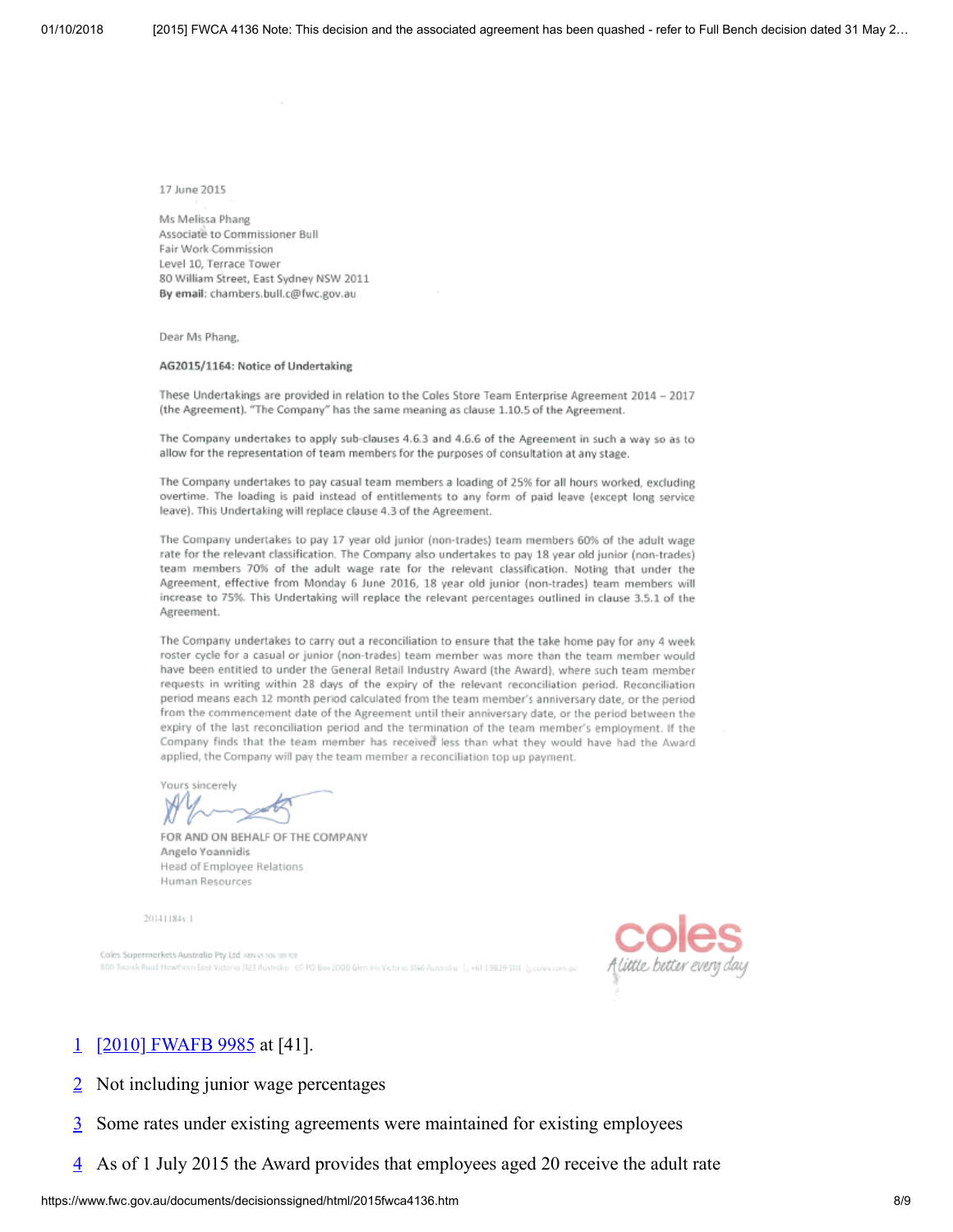17 June 2015

Ms Melissa Phang
Associate to Commissioner Bull
Fair Work Commission
Level 10, Terrace Tower
80 William Street, East Sydney NSW 2011
**By email**: chambers.bull.c@fwc.gov.au

Dear Ms Phang,

**AG2015/1164: Notice of Undertaking**

These Undertakings are provided in relation to the Coles Store Team Enterprise Agreement 2014 – 2017 (the Agreement). "The Company" has the same meaning as clause 1.10.5 of the Agreement.

The Company undertakes to apply sub-clauses 4.6.3 and 4.6.6 of the Agreement in such a way so as to allow for the representation of team members for the purposes of consultation at any stage.

The Company undertakes to pay casual team members a loading of 25% for all hours worked, excluding overtime. The loading is paid instead of entitlements to any form of paid leave (except long service leave). This Undertaking will replace clause 4.3 of the Agreement.

The Company undertakes to pay 17 year old junior (non-trades) team members 60% of the adult wage rate for the relevant classification. The Company also undertakes to pay 18 year old junior (non-trades) team members 70% of the adult wage rate for the relevant classification. Noting that under the Agreement, effective from Monday 6 June 2016, 18 year old junior (non-trades) team members will increase to 75%. This Undertaking will replace the relevant percentages outlined in clause 3.5.1 of the Agreement.

The Company undertakes to carry out a reconciliation to ensure that the take home pay for any 4 week roster cycle for a casual or junior (non-trades) team member was more than the team member would have been entitled to under the General Retail Industry Award (the Award), where such team member requests in writing within 28 days of the expiry of the relevant reconciliation period. Reconciliation period means each 12 month period calculated from the team member's anniversary date, or the period from the commencement date of the Agreement until their anniversary date, or the period between the expiry of the last reconciliation period and the termination of the team member's employment. If the Company finds that the team member has received less than what they would have had the Award applied, the Company will pay the team member a reconciliation top up payment.

Yours sincerely

FOR AND ON BEHALF OF THE COMPANY
Angelo Yoannidis
Head of Employee Relations
Human Resources

20141184v.1

Coles Supermarkets Australia Pty Ltd

1 [2010] FWAFB 9985 at [41].

2 Not including junior wage percentages

3 Some rates under existing agreements were maintained for existing employees

4 As of 1 July 2015 the Award provides that employees aged 20 receive the adult rate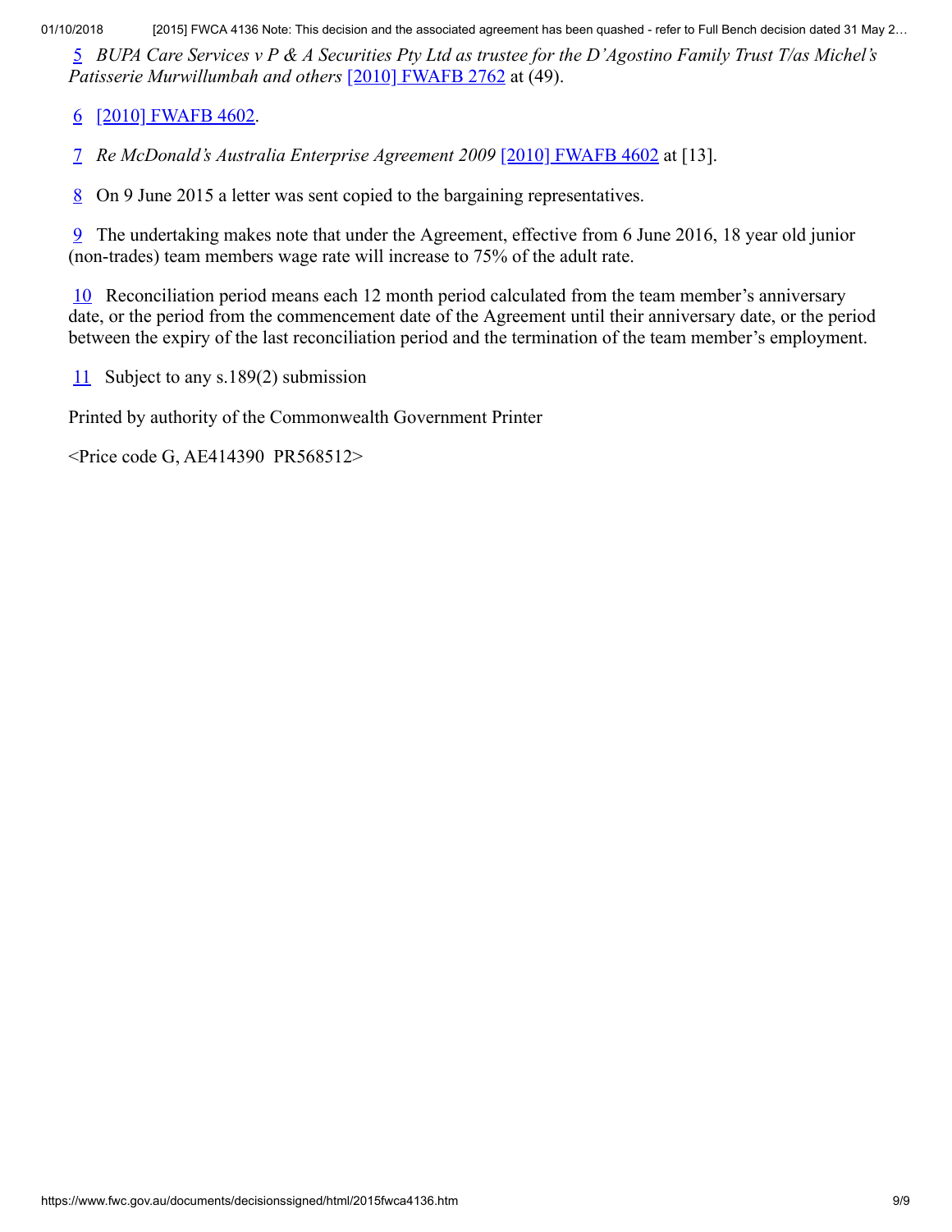5 *BUPA Care Services v P & A Securities Pty Ltd as trustee for the D'Agostino Family Trust T/as Michel's Patisserie Murwillumbah and others* [2010] FWAFB 2762 at (49).

6 [2010] FWAFB 4602.

7 *Re McDonald's Australia Enterprise Agreement 2009* [2010] FWAFB 4602 at [13].

8 On 9 June 2015 a letter was sent copied to the bargaining representatives.

9 The undertaking makes note that under the Agreement, effective from 6 June 2016, 18 year old junior (non-trades) team members wage rate will increase to 75% of the adult rate.

10 Reconciliation period means each 12 month period calculated from the team member's anniversary date, or the period from the commencement date of the Agreement until their anniversary date, or the period between the expiry of the last reconciliation period and the termination of the team member's employment.

11 Subject to any s.189(2) submission

Printed by authority of the Commonwealth Government Printer

<Price code G, AE414390 PR568512>